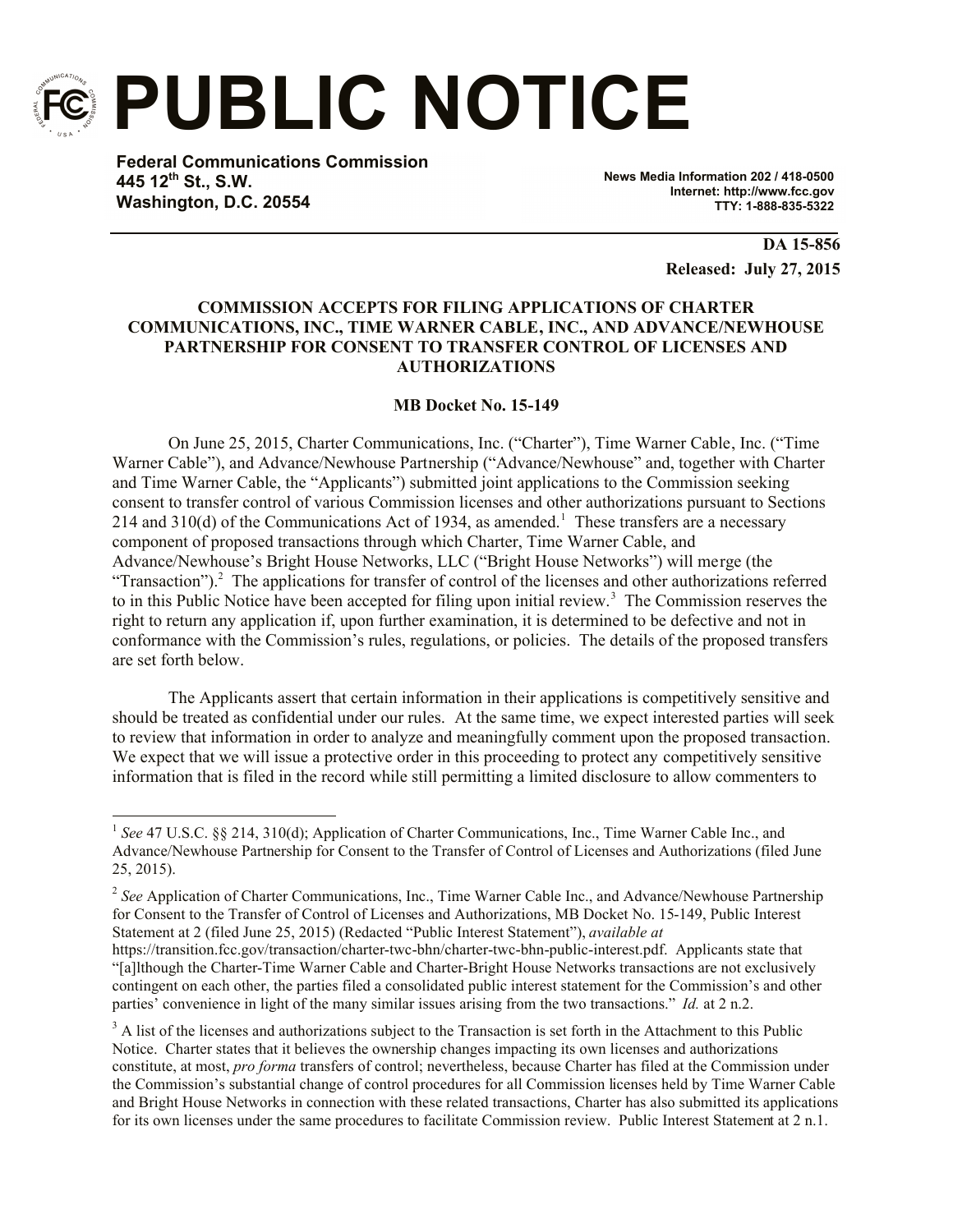# PUBLIC NOTICE

**Federal Communications Commission**
**445 12th St., S.W.**
**Washington, D.C. 20554**

**News Media Information 202 / 418-0500**
**Internet: http://www.fcc.gov**
**TTY: 1-888-835-5322**

**DA 15-856**
**Released: July 27, 2015**

**COMMISSION ACCEPTS FOR FILING APPLICATIONS OF CHARTER COMMUNICATIONS, INC., TIME WARNER CABLE, INC., AND ADVANCE/NEWHOUSE PARTNERSHIP FOR CONSENT TO TRANSFER CONTROL OF LICENSES AND AUTHORIZATIONS**

**MB Docket No. 15-149**

On June 25, 2015, Charter Communications, Inc. ("Charter"), Time Warner Cable, Inc. ("Time Warner Cable"), and Advance/Newhouse Partnership ("Advance/Newhouse" and, together with Charter and Time Warner Cable, the "Applicants") submitted joint applications to the Commission seeking consent to transfer control of various Commission licenses and other authorizations pursuant to Sections 214 and 310(d) of the Communications Act of 1934, as amended.[1] These transfers are a necessary component of proposed transactions through which Charter, Time Warner Cable, and Advance/Newhouse's Bright House Networks, LLC ("Bright House Networks") will merge (the "Transaction").[2] The applications for transfer of control of the licenses and other authorizations referred to in this Public Notice have been accepted for filing upon initial review.[3] The Commission reserves the right to return any application if, upon further examination, it is determined to be defective and not in conformance with the Commission's rules, regulations, or policies. The details of the proposed transfers are set forth below.

The Applicants assert that certain information in their applications is competitively sensitive and should be treated as confidential under our rules. At the same time, we expect interested parties will seek to review that information in order to analyze and meaningfully comment upon the proposed transaction. We expect that we will issue a protective order in this proceeding to protect any competitively sensitive information that is filed in the record while still permitting a limited disclosure to allow commenters to

---

[1] *See* 47 U.S.C. §§ 214, 310(d); Application of Charter Communications, Inc., Time Warner Cable Inc., and Advance/Newhouse Partnership for Consent to the Transfer of Control of Licenses and Authorizations (filed June 25, 2015).

[2] *See* Application of Charter Communications, Inc., Time Warner Cable Inc., and Advance/Newhouse Partnership for Consent to the Transfer of Control of Licenses and Authorizations, MB Docket No. 15-149, Public Interest Statement at 2 (filed June 25, 2015) (Redacted "Public Interest Statement"), *available at* https://transition.fcc.gov/transaction/charter-twc-bhn/charter-twc-bhn-public-interest.pdf. Applicants state that "[a]lthough the Charter-Time Warner Cable and Charter-Bright House Networks transactions are not exclusively contingent on each other, the parties filed a consolidated public interest statement for the Commission's and other parties' convenience in light of the many similar issues arising from the two transactions." *Id.* at 2 n.2.

[3] A list of the licenses and authorizations subject to the Transaction is set forth in the Attachment to this Public Notice. Charter states that it believes the ownership changes impacting its own licenses and authorizations constitute, at most, *pro forma* transfers of control; nevertheless, because Charter has filed at the Commission under the Commission's substantial change of control procedures for all Commission licenses held by Time Warner Cable and Bright House Networks in connection with these related transactions, Charter has also submitted its applications for its own licenses under the same procedures to facilitate Commission review. Public Interest Statement at 2 n.1.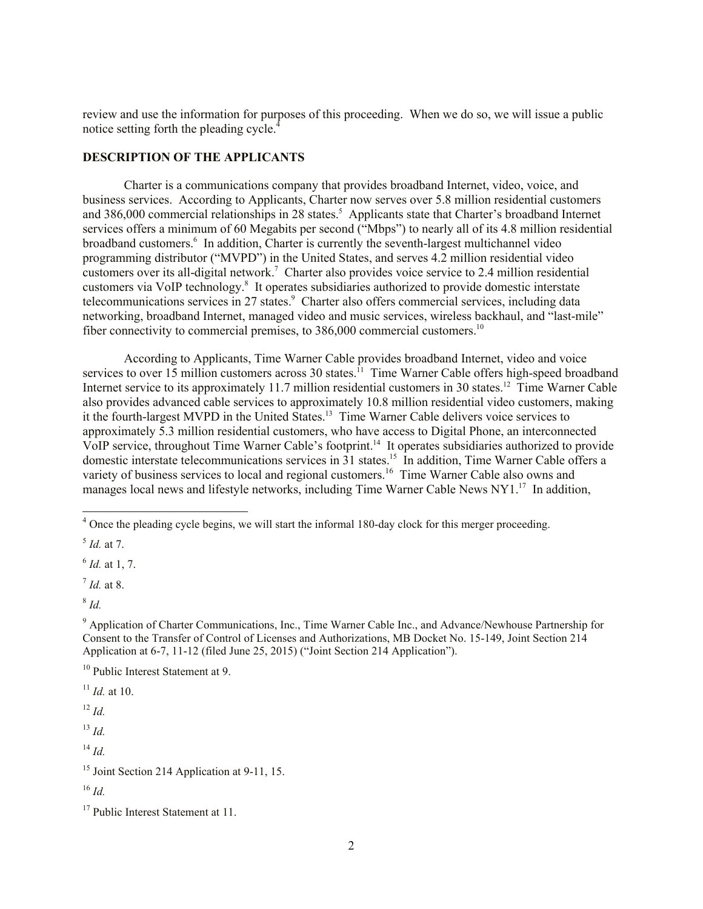review and use the information for purposes of this proceeding. When we do so, we will issue a public notice setting forth the pleading cycle.[4]

**DESCRIPTION OF THE APPLICANTS**

Charter is a communications company that provides broadband Internet, video, voice, and business services. According to Applicants, Charter now serves over 5.8 million residential customers and 386,000 commercial relationships in 28 states.[5] Applicants state that Charter's broadband Internet services offers a minimum of 60 Megabits per second ("Mbps") to nearly all of its 4.8 million residential broadband customers.[6] In addition, Charter is currently the seventh-largest multichannel video programming distributor ("MVPD") in the United States, and serves 4.2 million residential video customers over its all-digital network.[7] Charter also provides voice service to 2.4 million residential customers via VoIP technology.[8] It operates subsidiaries authorized to provide domestic interstate telecommunications services in 27 states.[9] Charter also offers commercial services, including data networking, broadband Internet, managed video and music services, wireless backhaul, and "last-mile" fiber connectivity to commercial premises, to 386,000 commercial customers.[10]

According to Applicants, Time Warner Cable provides broadband Internet, video and voice services to over 15 million customers across 30 states.[11] Time Warner Cable offers high-speed broadband Internet service to its approximately 11.7 million residential customers in 30 states.[12] Time Warner Cable also provides advanced cable services to approximately 10.8 million residential video customers, making it the fourth-largest MVPD in the United States.[13] Time Warner Cable delivers voice services to approximately 5.3 million residential customers, who have access to Digital Phone, an interconnected VoIP service, throughout Time Warner Cable's footprint.[14] It operates subsidiaries authorized to provide domestic interstate telecommunications services in 31 states.[15] In addition, Time Warner Cable offers a variety of business services to local and regional customers.[16] Time Warner Cable also owns and manages local news and lifestyle networks, including Time Warner Cable News NY1.[17] In addition,

---

[4] Once the pleading cycle begins, we will start the informal 180-day clock for this merger proceeding.

[5] *Id.* at 7.

[6] *Id.* at 1, 7.

[7] *Id.* at 8.

[8] *Id.*

[9] Application of Charter Communications, Inc., Time Warner Cable Inc., and Advance/Newhouse Partnership for Consent to the Transfer of Control of Licenses and Authorizations, MB Docket No. 15-149, Joint Section 214 Application at 6-7, 11-12 (filed June 25, 2015) ("Joint Section 214 Application").

[10] Public Interest Statement at 9.

[11] *Id.* at 10.

[12] *Id.*

[13] *Id.*

[14] *Id.*

[15] Joint Section 214 Application at 9-11, 15.

[16] *Id.*

[17] Public Interest Statement at 11.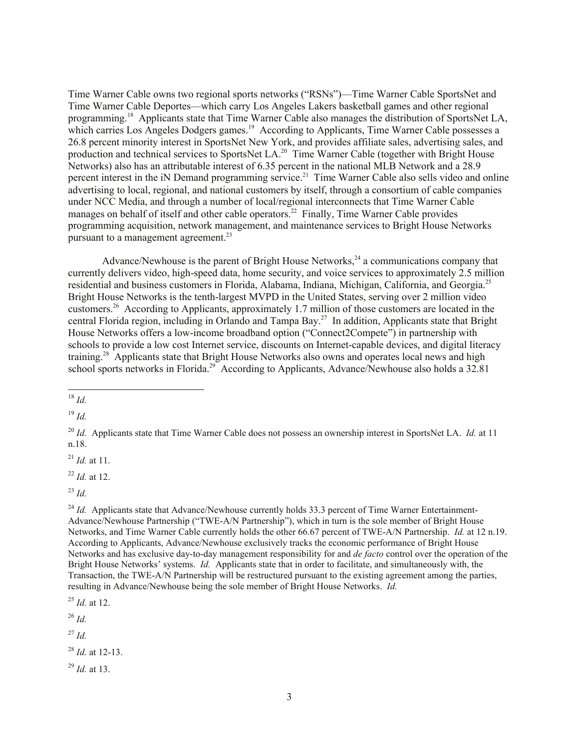Time Warner Cable owns two regional sports networks ("RSNs")—Time Warner Cable SportsNet and Time Warner Cable Deportes—which carry Los Angeles Lakers basketball games and other regional programming.[18] Applicants state that Time Warner Cable also manages the distribution of SportsNet LA, which carries Los Angeles Dodgers games.[19] According to Applicants, Time Warner Cable possesses a 26.8 percent minority interest in SportsNet New York, and provides affiliate sales, advertising sales, and production and technical services to SportsNet LA.[20] Time Warner Cable (together with Bright House Networks) also has an attributable interest of 6.35 percent in the national MLB Network and a 28.9 percent interest in the iN Demand programming service.[21] Time Warner Cable also sells video and online advertising to local, regional, and national customers by itself, through a consortium of cable companies under NCC Media, and through a number of local/regional interconnects that Time Warner Cable manages on behalf of itself and other cable operators.[22] Finally, Time Warner Cable provides programming acquisition, network management, and maintenance services to Bright House Networks pursuant to a management agreement.[23]

Advance/Newhouse is the parent of Bright House Networks,[24] a communications company that currently delivers video, high-speed data, home security, and voice services to approximately 2.5 million residential and business customers in Florida, Alabama, Indiana, Michigan, California, and Georgia.[25] Bright House Networks is the tenth-largest MVPD in the United States, serving over 2 million video customers.[26] According to Applicants, approximately 1.7 million of those customers are located in the central Florida region, including in Orlando and Tampa Bay.[27] In addition, Applicants state that Bright House Networks offers a low-income broadband option ("Connect2Compete") in partnership with schools to provide a low cost Internet service, discounts on Internet-capable devices, and digital literacy training.[28] Applicants state that Bright House Networks also owns and operates local news and high school sports networks in Florida.[29] According to Applicants, Advance/Newhouse also holds a 32.81

---

[18] *Id.*

[19] *Id.*

[20] *Id.* Applicants state that Time Warner Cable does not possess an ownership interest in SportsNet LA. *Id.* at 11 n.18.

[21] *Id.* at 11.

[22] *Id.* at 12.

[23] *Id.*

[24] *Id.* Applicants state that Advance/Newhouse currently holds 33.3 percent of Time Warner Entertainment-Advance/Newhouse Partnership ("TWE-A/N Partnership"), which in turn is the sole member of Bright House Networks, and Time Warner Cable currently holds the other 66.67 percent of TWE-A/N Partnership. *Id.* at 12 n.19. According to Applicants, Advance/Newhouse exclusively tracks the economic performance of Bright House Networks and has exclusive day-to-day management responsibility for and *de facto* control over the operation of the Bright House Networks' systems. *Id.* Applicants state that in order to facilitate, and simultaneously with, the Transaction, the TWE-A/N Partnership will be restructured pursuant to the existing agreement among the parties, resulting in Advance/Newhouse being the sole member of Bright House Networks. *Id.*

[25] *Id.* at 12.

[26] *Id.*

[27] *Id.*

[28] *Id.* at 12-13.

[29] *Id.* at 13.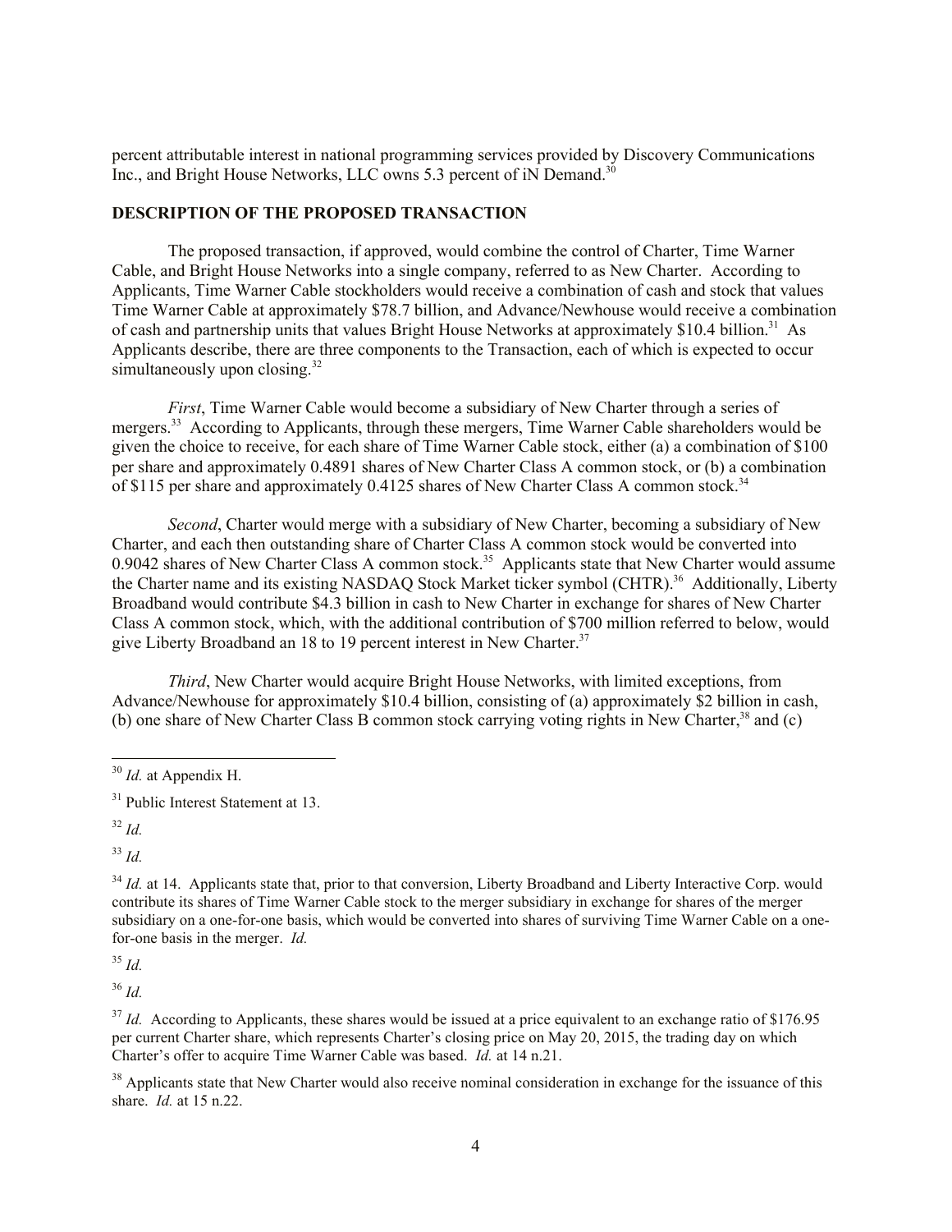percent attributable interest in national programming services provided by Discovery Communications Inc., and Bright House Networks, LLC owns 5.3 percent of iN Demand.[30]

## DESCRIPTION OF THE PROPOSED TRANSACTION

The proposed transaction, if approved, would combine the control of Charter, Time Warner Cable, and Bright House Networks into a single company, referred to as New Charter. According to Applicants, Time Warner Cable stockholders would receive a combination of cash and stock that values Time Warner Cable at approximately $78.7 billion, and Advance/Newhouse would receive a combination of cash and partnership units that values Bright House Networks at approximately $10.4 billion.[31] As Applicants describe, there are three components to the Transaction, each of which is expected to occur simultaneously upon closing.[32]

*First*, Time Warner Cable would become a subsidiary of New Charter through a series of mergers.[33] According to Applicants, through these mergers, Time Warner Cable shareholders would be given the choice to receive, for each share of Time Warner Cable stock, either (a) a combination of $100 per share and approximately 0.4891 shares of New Charter Class A common stock, or (b) a combination of $115 per share and approximately 0.4125 shares of New Charter Class A common stock.[34]

*Second*, Charter would merge with a subsidiary of New Charter, becoming a subsidiary of New Charter, and each then outstanding share of Charter Class A common stock would be converted into 0.9042 shares of New Charter Class A common stock.[35] Applicants state that New Charter would assume the Charter name and its existing NASDAQ Stock Market ticker symbol (CHTR).[36] Additionally, Liberty Broadband would contribute $4.3 billion in cash to New Charter in exchange for shares of New Charter Class A common stock, which, with the additional contribution of $700 million referred to below, would give Liberty Broadband an 18 to 19 percent interest in New Charter.[37]

*Third*, New Charter would acquire Bright House Networks, with limited exceptions, from Advance/Newhouse for approximately $10.4 billion, consisting of (a) approximately $2 billion in cash, (b) one share of New Charter Class B common stock carrying voting rights in New Charter,[38] and (c)

---

[30] *Id.* at Appendix H.

[31] Public Interest Statement at 13.

[32] *Id.*

[33] *Id.*

[34] *Id.* at 14. Applicants state that, prior to that conversion, Liberty Broadband and Liberty Interactive Corp. would contribute its shares of Time Warner Cable stock to the merger subsidiary in exchange for shares of the merger subsidiary on a one-for-one basis, which would be converted into shares of surviving Time Warner Cable on a one-for-one basis in the merger. *Id.*

[35] *Id.*

[36] *Id.*

[37] *Id.* According to Applicants, these shares would be issued at a price equivalent to an exchange ratio of $176.95 per current Charter share, which represents Charter's closing price on May 20, 2015, the trading day on which Charter's offer to acquire Time Warner Cable was based. *Id.* at 14 n.21.

[38] Applicants state that New Charter would also receive nominal consideration in exchange for the issuance of this share. *Id.* at 15 n.22.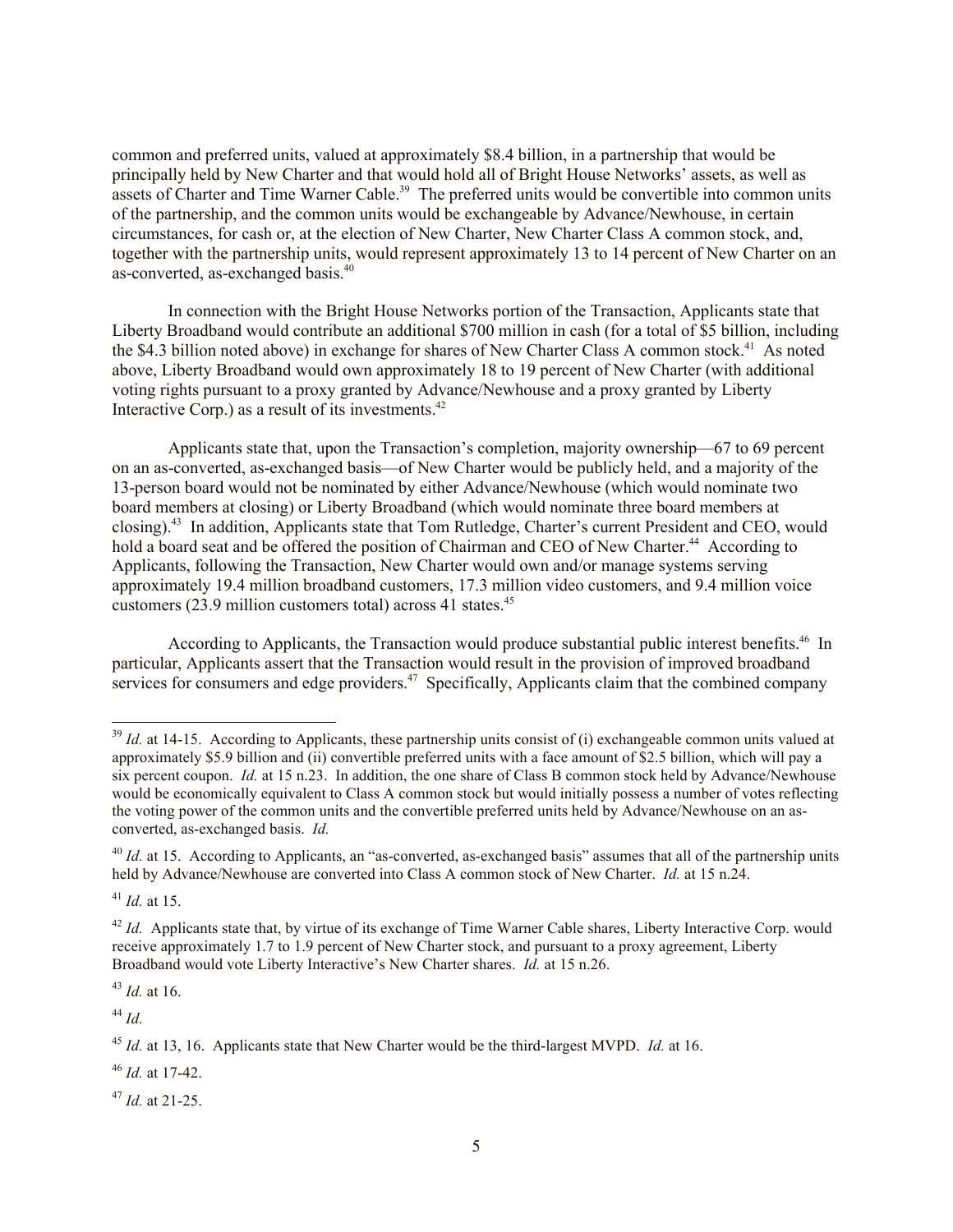common and preferred units, valued at approximately $8.4 billion, in a partnership that would be principally held by New Charter and that would hold all of Bright House Networks' assets, as well as assets of Charter and Time Warner Cable.[39] The preferred units would be convertible into common units of the partnership, and the common units would be exchangeable by Advance/Newhouse, in certain circumstances, for cash or, at the election of New Charter, New Charter Class A common stock, and, together with the partnership units, would represent approximately 13 to 14 percent of New Charter on an as-converted, as-exchanged basis.[40]

In connection with the Bright House Networks portion of the Transaction, Applicants state that Liberty Broadband would contribute an additional $700 million in cash (for a total of $5 billion, including the $4.3 billion noted above) in exchange for shares of New Charter Class A common stock.[41] As noted above, Liberty Broadband would own approximately 18 to 19 percent of New Charter (with additional voting rights pursuant to a proxy granted by Advance/Newhouse and a proxy granted by Liberty Interactive Corp.) as a result of its investments.[42]

Applicants state that, upon the Transaction's completion, majority ownership—67 to 69 percent on an as-converted, as-exchanged basis—of New Charter would be publicly held, and a majority of the 13-person board would not be nominated by either Advance/Newhouse (which would nominate two board members at closing) or Liberty Broadband (which would nominate three board members at closing).[43] In addition, Applicants state that Tom Rutledge, Charter's current President and CEO, would hold a board seat and be offered the position of Chairman and CEO of New Charter.[44] According to Applicants, following the Transaction, New Charter would own and/or manage systems serving approximately 19.4 million broadband customers, 17.3 million video customers, and 9.4 million voice customers (23.9 million customers total) across 41 states.[45]

According to Applicants, the Transaction would produce substantial public interest benefits.[46] In particular, Applicants assert that the Transaction would result in the provision of improved broadband services for consumers and edge providers.[47] Specifically, Applicants claim that the combined company

---

[39] *Id.* at 14-15. According to Applicants, these partnership units consist of (i) exchangeable common units valued at approximately $5.9 billion and (ii) convertible preferred units with a face amount of $2.5 billion, which will pay a six percent coupon. *Id.* at 15 n.23. In addition, the one share of Class B common stock held by Advance/Newhouse would be economically equivalent to Class A common stock but would initially possess a number of votes reflecting the voting power of the common units and the convertible preferred units held by Advance/Newhouse on an as-converted, as-exchanged basis. *Id.*

[40] *Id.* at 15. According to Applicants, an "as-converted, as-exchanged basis" assumes that all of the partnership units held by Advance/Newhouse are converted into Class A common stock of New Charter. *Id.* at 15 n.24.

[41] *Id.* at 15.

[42] *Id.* Applicants state that, by virtue of its exchange of Time Warner Cable shares, Liberty Interactive Corp. would receive approximately 1.7 to 1.9 percent of New Charter stock, and pursuant to a proxy agreement, Liberty Broadband would vote Liberty Interactive's New Charter shares. *Id.* at 15 n.26.

[43] *Id.* at 16.

[44] *Id.*

[45] *Id.* at 13, 16. Applicants state that New Charter would be the third-largest MVPD. *Id.* at 16.

[46] *Id.* at 17-42.

[47] *Id.* at 21-25.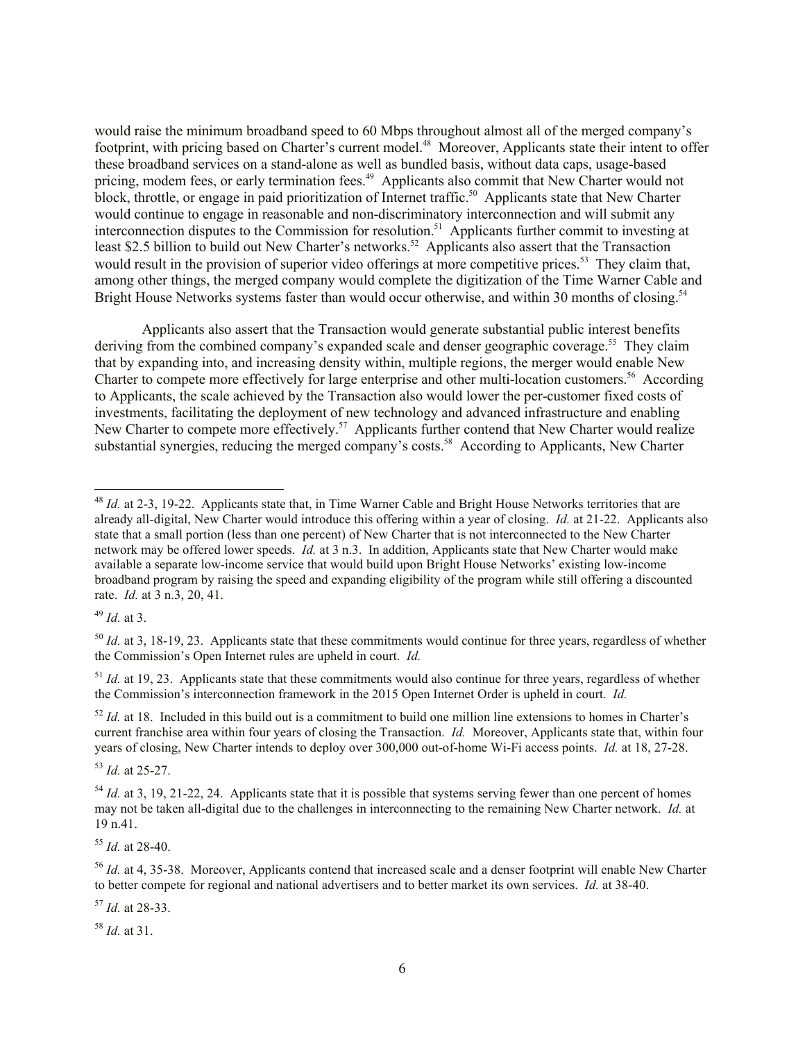would raise the minimum broadband speed to 60 Mbps throughout almost all of the merged company's footprint, with pricing based on Charter's current model.[48] Moreover, Applicants state their intent to offer these broadband services on a stand-alone as well as bundled basis, without data caps, usage-based pricing, modem fees, or early termination fees.[49] Applicants also commit that New Charter would not block, throttle, or engage in paid prioritization of Internet traffic.[50] Applicants state that New Charter would continue to engage in reasonable and non-discriminatory interconnection and will submit any interconnection disputes to the Commission for resolution.[51] Applicants further commit to investing at least $2.5 billion to build out New Charter's networks.[52] Applicants also assert that the Transaction would result in the provision of superior video offerings at more competitive prices.[53] They claim that, among other things, the merged company would complete the digitization of the Time Warner Cable and Bright House Networks systems faster than would occur otherwise, and within 30 months of closing.[54]

Applicants also assert that the Transaction would generate substantial public interest benefits deriving from the combined company's expanded scale and denser geographic coverage.[55] They claim that by expanding into, and increasing density within, multiple regions, the merger would enable New Charter to compete more effectively for large enterprise and other multi-location customers.[56] According to Applicants, the scale achieved by the Transaction also would lower the per-customer fixed costs of investments, facilitating the deployment of new technology and advanced infrastructure and enabling New Charter to compete more effectively.[57] Applicants further contend that New Charter would realize substantial synergies, reducing the merged company's costs.[58] According to Applicants, New Charter

---

[48] *Id.* at 2-3, 19-22. Applicants state that, in Time Warner Cable and Bright House Networks territories that are already all-digital, New Charter would introduce this offering within a year of closing. *Id.* at 21-22. Applicants also state that a small portion (less than one percent) of New Charter that is not interconnected to the New Charter network may be offered lower speeds. *Id.* at 3 n.3. In addition, Applicants state that New Charter would make available a separate low-income service that would build upon Bright House Networks' existing low-income broadband program by raising the speed and expanding eligibility of the program while still offering a discounted rate. *Id.* at 3 n.3, 20, 41.

[49] *Id.* at 3.

[50] *Id.* at 3, 18-19, 23. Applicants state that these commitments would continue for three years, regardless of whether the Commission's Open Internet rules are upheld in court. *Id.*

[51] *Id.* at 19, 23. Applicants state that these commitments would also continue for three years, regardless of whether the Commission's interconnection framework in the 2015 Open Internet Order is upheld in court. *Id.*

[52] *Id.* at 18. Included in this build out is a commitment to build one million line extensions to homes in Charter's current franchise area within four years of closing the Transaction. *Id.* Moreover, Applicants state that, within four years of closing, New Charter intends to deploy over 300,000 out-of-home Wi-Fi access points. *Id.* at 18, 27-28.

[53] *Id.* at 25-27.

[54] *Id.* at 3, 19, 21-22, 24. Applicants state that it is possible that systems serving fewer than one percent of homes may not be taken all-digital due to the challenges in interconnecting to the remaining New Charter network. *Id.* at 19 n.41.

[55] *Id.* at 28-40.

[56] *Id.* at 4, 35-38. Moreover, Applicants contend that increased scale and a denser footprint will enable New Charter to better compete for regional and national advertisers and to better market its own services. *Id.* at 38-40.

[57] *Id.* at 28-33.

[58] *Id.* at 31.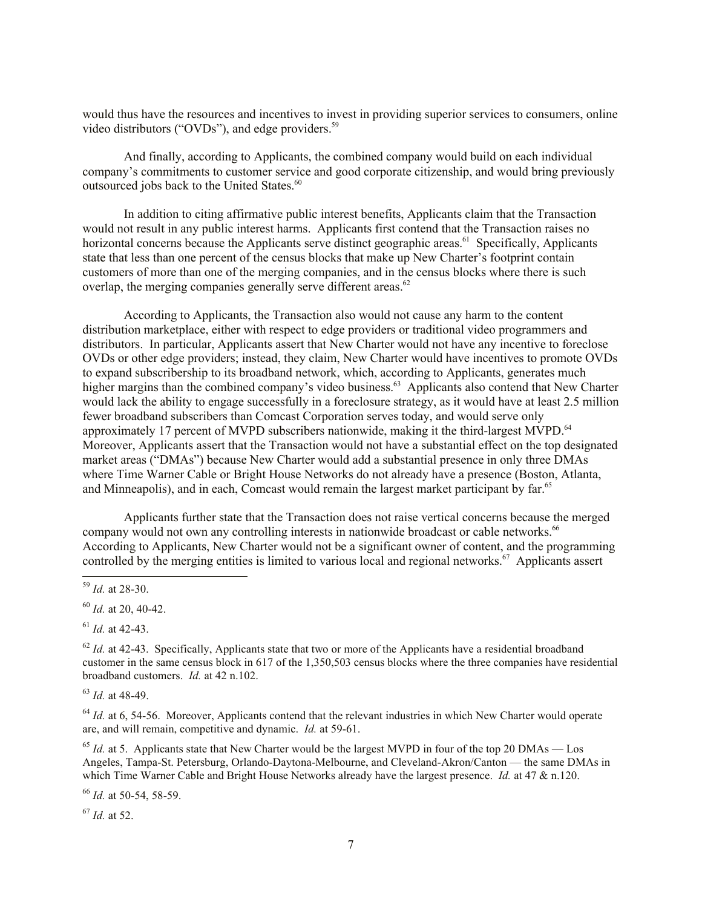would thus have the resources and incentives to invest in providing superior services to consumers, online video distributors ("OVDs"), and edge providers.[59]

And finally, according to Applicants, the combined company would build on each individual company's commitments to customer service and good corporate citizenship, and would bring previously outsourced jobs back to the United States.[60]

In addition to citing affirmative public interest benefits, Applicants claim that the Transaction would not result in any public interest harms. Applicants first contend that the Transaction raises no horizontal concerns because the Applicants serve distinct geographic areas.[61] Specifically, Applicants state that less than one percent of the census blocks that make up New Charter's footprint contain customers of more than one of the merging companies, and in the census blocks where there is such overlap, the merging companies generally serve different areas.[62]

According to Applicants, the Transaction also would not cause any harm to the content distribution marketplace, either with respect to edge providers or traditional video programmers and distributors. In particular, Applicants assert that New Charter would not have any incentive to foreclose OVDs or other edge providers; instead, they claim, New Charter would have incentives to promote OVDs to expand subscribership to its broadband network, which, according to Applicants, generates much higher margins than the combined company's video business.[63] Applicants also contend that New Charter would lack the ability to engage successfully in a foreclosure strategy, as it would have at least 2.5 million fewer broadband subscribers than Comcast Corporation serves today, and would serve only approximately 17 percent of MVPD subscribers nationwide, making it the third-largest MVPD.[64] Moreover, Applicants assert that the Transaction would not have a substantial effect on the top designated market areas ("DMAs") because New Charter would add a substantial presence in only three DMAs where Time Warner Cable or Bright House Networks do not already have a presence (Boston, Atlanta, and Minneapolis), and in each, Comcast would remain the largest market participant by far.[65]

Applicants further state that the Transaction does not raise vertical concerns because the merged company would not own any controlling interests in nationwide broadcast or cable networks.[66] According to Applicants, New Charter would not be a significant owner of content, and the programming controlled by the merging entities is limited to various local and regional networks.[67] Applicants assert

---

[59] *Id.* at 28-30.

[60] *Id.* at 20, 40-42.

[61] *Id.* at 42-43.

[62] *Id.* at 42-43. Specifically, Applicants state that two or more of the Applicants have a residential broadband customer in the same census block in 617 of the 1,350,503 census blocks where the three companies have residential broadband customers. *Id.* at 42 n.102.

[63] *Id.* at 48-49.

[64] *Id.* at 6, 54-56. Moreover, Applicants contend that the relevant industries in which New Charter would operate are, and will remain, competitive and dynamic. *Id.* at 59-61.

[65] *Id.* at 5. Applicants state that New Charter would be the largest MVPD in four of the top 20 DMAs — Los Angeles, Tampa-St. Petersburg, Orlando-Daytona-Melbourne, and Cleveland-Akron/Canton — the same DMAs in which Time Warner Cable and Bright House Networks already have the largest presence. *Id.* at 47 & n.120.

[66] *Id.* at 50-54, 58-59.

[67] *Id.* at 52.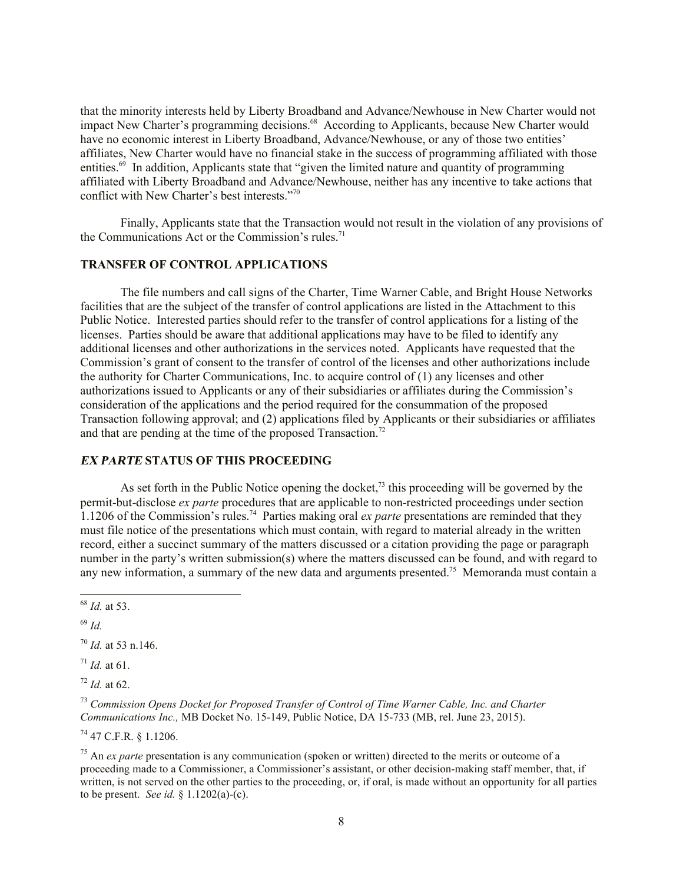that the minority interests held by Liberty Broadband and Advance/Newhouse in New Charter would not impact New Charter's programming decisions.[68] According to Applicants, because New Charter would have no economic interest in Liberty Broadband, Advance/Newhouse, or any of those two entities' affiliates, New Charter would have no financial stake in the success of programming affiliated with those entities.[69] In addition, Applicants state that "given the limited nature and quantity of programming affiliated with Liberty Broadband and Advance/Newhouse, neither has any incentive to take actions that conflict with New Charter's best interests."[70]

Finally, Applicants state that the Transaction would not result in the violation of any provisions of the Communications Act or the Commission's rules.[71]

## TRANSFER OF CONTROL APPLICATIONS

The file numbers and call signs of the Charter, Time Warner Cable, and Bright House Networks facilities that are the subject of the transfer of control applications are listed in the Attachment to this Public Notice. Interested parties should refer to the transfer of control applications for a listing of the licenses. Parties should be aware that additional applications may have to be filed to identify any additional licenses and other authorizations in the services noted. Applicants have requested that the Commission's grant of consent to the transfer of control of the licenses and other authorizations include the authority for Charter Communications, Inc. to acquire control of (1) any licenses and other authorizations issued to Applicants or any of their subsidiaries or affiliates during the Commission's consideration of the applications and the period required for the consummation of the proposed Transaction following approval; and (2) applications filed by Applicants or their subsidiaries or affiliates and that are pending at the time of the proposed Transaction.[72]

## *EX PARTE* STATUS OF THIS PROCEEDING

As set forth in the Public Notice opening the docket,[73] this proceeding will be governed by the permit-but-disclose *ex parte* procedures that are applicable to non-restricted proceedings under section 1.1206 of the Commission's rules.[74] Parties making oral *ex parte* presentations are reminded that they must file notice of the presentations which must contain, with regard to material already in the written record, either a succinct summary of the matters discussed or a citation providing the page or paragraph number in the party's written submission(s) where the matters discussed can be found, and with regard to any new information, a summary of the new data and arguments presented.[75] Memoranda must contain a

---

[68] *Id.* at 53.

[69] *Id.*

[70] *Id.* at 53 n.146.

[71] *Id.* at 61.

[72] *Id.* at 62.

[73] *Commission Opens Docket for Proposed Transfer of Control of Time Warner Cable, Inc. and Charter Communications Inc.,* MB Docket No. 15-149, Public Notice, DA 15-733 (MB, rel. June 23, 2015).

[74] 47 C.F.R. § 1.1206.

[75] An *ex parte* presentation is any communication (spoken or written) directed to the merits or outcome of a proceeding made to a Commissioner, a Commissioner's assistant, or other decision-making staff member, that, if written, is not served on the other parties to the proceeding, or, if oral, is made without an opportunity for all parties to be present. *See id.* § 1.1202(a)-(c).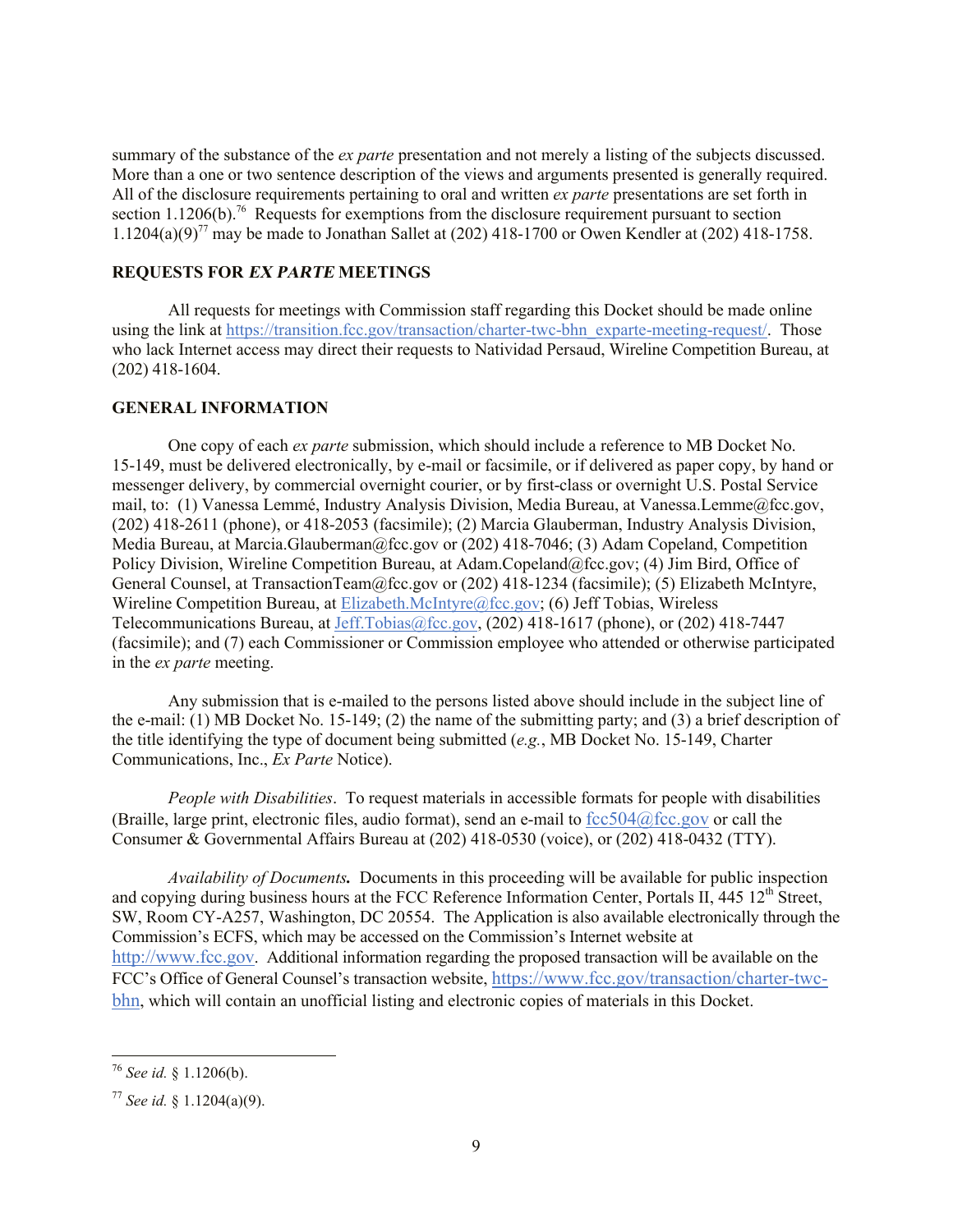summary of the substance of the *ex parte* presentation and not merely a listing of the subjects discussed. More than a one or two sentence description of the views and arguments presented is generally required. All of the disclosure requirements pertaining to oral and written *ex parte* presentations are set forth in section 1.1206(b).[76] Requests for exemptions from the disclosure requirement pursuant to section 1.1204(a)(9)[77] may be made to Jonathan Sallet at (202) 418-1700 or Owen Kendler at (202) 418-1758.

## REQUESTS FOR *EX PARTE* MEETINGS

All requests for meetings with Commission staff regarding this Docket should be made online using the link at https://transition.fcc.gov/transaction/charter-twc-bhn_exparte-meeting-request/. Those who lack Internet access may direct their requests to Natividad Persaud, Wireline Competition Bureau, at (202) 418-1604.

## GENERAL INFORMATION

One copy of each *ex parte* submission, which should include a reference to MB Docket No. 15-149, must be delivered electronically, by e-mail or facsimile, or if delivered as paper copy, by hand or messenger delivery, by commercial overnight courier, or by first-class or overnight U.S. Postal Service mail, to: (1) Vanessa Lemmé, Industry Analysis Division, Media Bureau, at Vanessa.Lemme@fcc.gov, (202) 418-2611 (phone), or 418-2053 (facsimile); (2) Marcia Glauberman, Industry Analysis Division, Media Bureau, at Marcia.Glauberman@fcc.gov or (202) 418-7046; (3) Adam Copeland, Competition Policy Division, Wireline Competition Bureau, at Adam.Copeland@fcc.gov; (4) Jim Bird, Office of General Counsel, at TransactionTeam@fcc.gov or (202) 418-1234 (facsimile); (5) Elizabeth McIntyre, Wireline Competition Bureau, at Elizabeth.McIntyre@fcc.gov; (6) Jeff Tobias, Wireless Telecommunications Bureau, at Jeff.Tobias@fcc.gov, (202) 418-1617 (phone), or (202) 418-7447 (facsimile); and (7) each Commissioner or Commission employee who attended or otherwise participated in the *ex parte* meeting.

Any submission that is e-mailed to the persons listed above should include in the subject line of the e-mail: (1) MB Docket No. 15-149; (2) the name of the submitting party; and (3) a brief description of the title identifying the type of document being submitted (*e.g.*, MB Docket No. 15-149, Charter Communications, Inc., *Ex Parte* Notice).

*People with Disabilities*. To request materials in accessible formats for people with disabilities (Braille, large print, electronic files, audio format), send an e-mail to fcc504@fcc.gov or call the Consumer & Governmental Affairs Bureau at (202) 418-0530 (voice), or (202) 418-0432 (TTY).

*Availability of Documents.* Documents in this proceeding will be available for public inspection and copying during business hours at the FCC Reference Information Center, Portals II, 445 12th Street, SW, Room CY-A257, Washington, DC 20554. The Application is also available electronically through the Commission's ECFS, which may be accessed on the Commission's Internet website at http://www.fcc.gov. Additional information regarding the proposed transaction will be available on the FCC's Office of General Counsel's transaction website, https://www.fcc.gov/transaction/charter-twc-bhn, which will contain an unofficial listing and electronic copies of materials in this Docket.

---

[76] *See id.* § 1.1206(b).

[77] *See id.* § 1.1204(a)(9).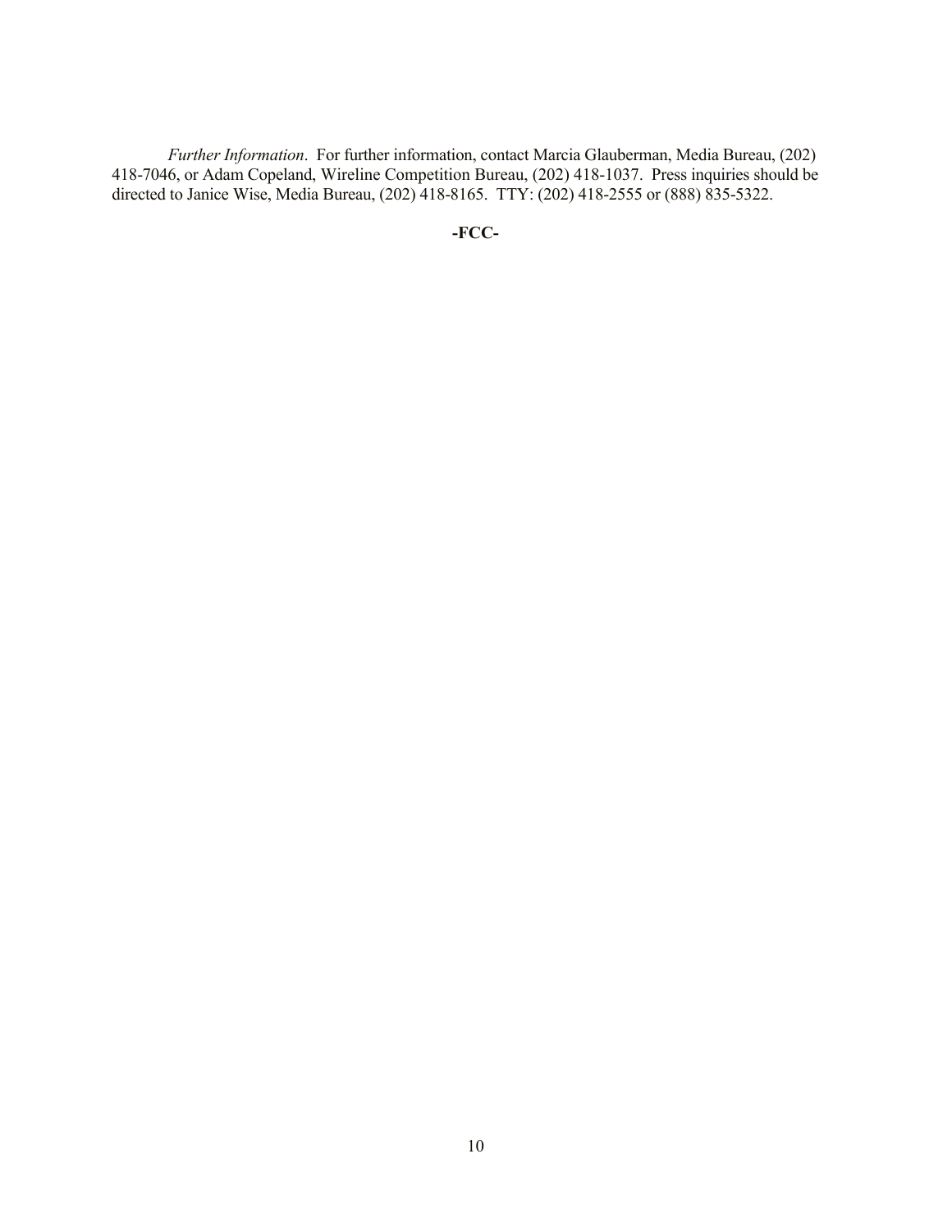*Further Information*. For further information, contact Marcia Glauberman, Media Bureau, (202) 418-7046, or Adam Copeland, Wireline Competition Bureau, (202) 418-1037. Press inquiries should be directed to Janice Wise, Media Bureau, (202) 418-8165. TTY: (202) 418-2555 or (888) 835-5322.

**-FCC-**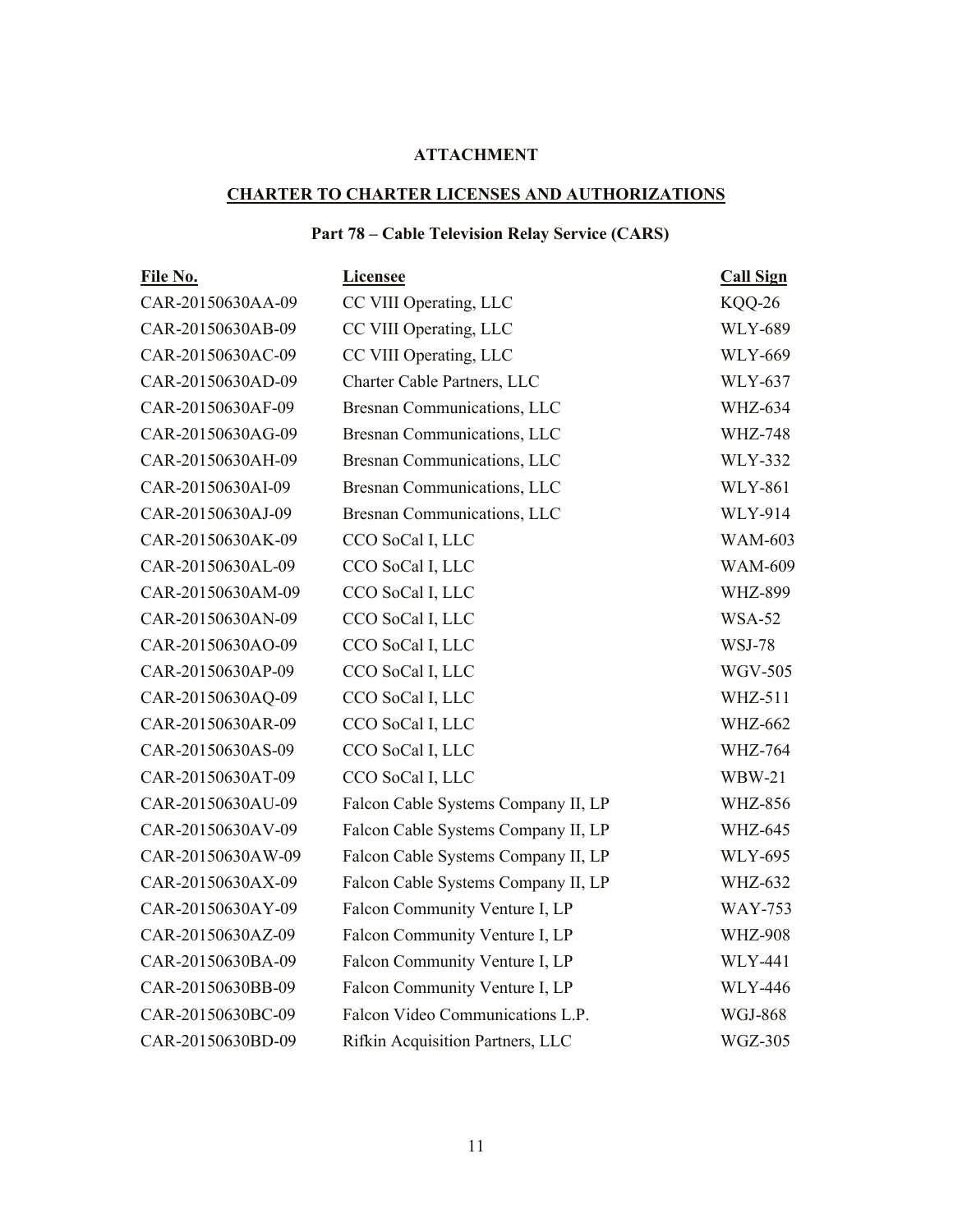**ATTACHMENT**

**CHARTER TO CHARTER LICENSES AND AUTHORIZATIONS**

**Part 78 – Cable Television Relay Service (CARS)**

| File No. | Licensee | Call Sign |
|---|---|---|
| CAR-20150630AA-09 | CC VIII Operating, LLC | KQQ-26 |
| CAR-20150630AB-09 | CC VIII Operating, LLC | WLY-689 |
| CAR-20150630AC-09 | CC VIII Operating, LLC | WLY-669 |
| CAR-20150630AD-09 | Charter Cable Partners, LLC | WLY-637 |
| CAR-20150630AF-09 | Bresnan Communications, LLC | WHZ-634 |
| CAR-20150630AG-09 | Bresnan Communications, LLC | WHZ-748 |
| CAR-20150630AH-09 | Bresnan Communications, LLC | WLY-332 |
| CAR-20150630AI-09 | Bresnan Communications, LLC | WLY-861 |
| CAR-20150630AJ-09 | Bresnan Communications, LLC | WLY-914 |
| CAR-20150630AK-09 | CCO SoCal I, LLC | WAM-603 |
| CAR-20150630AL-09 | CCO SoCal I, LLC | WAM-609 |
| CAR-20150630AM-09 | CCO SoCal I, LLC | WHZ-899 |
| CAR-20150630AN-09 | CCO SoCal I, LLC | WSA-52 |
| CAR-20150630AO-09 | CCO SoCal I, LLC | WSJ-78 |
| CAR-20150630AP-09 | CCO SoCal I, LLC | WGV-505 |
| CAR-20150630AQ-09 | CCO SoCal I, LLC | WHZ-511 |
| CAR-20150630AR-09 | CCO SoCal I, LLC | WHZ-662 |
| CAR-20150630AS-09 | CCO SoCal I, LLC | WHZ-764 |
| CAR-20150630AT-09 | CCO SoCal I, LLC | WBW-21 |
| CAR-20150630AU-09 | Falcon Cable Systems Company II, LP | WHZ-856 |
| CAR-20150630AV-09 | Falcon Cable Systems Company II, LP | WHZ-645 |
| CAR-20150630AW-09 | Falcon Cable Systems Company II, LP | WLY-695 |
| CAR-20150630AX-09 | Falcon Cable Systems Company II, LP | WHZ-632 |
| CAR-20150630AY-09 | Falcon Community Venture I, LP | WAY-753 |
| CAR-20150630AZ-09 | Falcon Community Venture I, LP | WHZ-908 |
| CAR-20150630BA-09 | Falcon Community Venture I, LP | WLY-441 |
| CAR-20150630BB-09 | Falcon Community Venture I, LP | WLY-446 |
| CAR-20150630BC-09 | Falcon Video Communications L.P. | WGJ-868 |
| CAR-20150630BD-09 | Rifkin Acquisition Partners, LLC | WGZ-305 |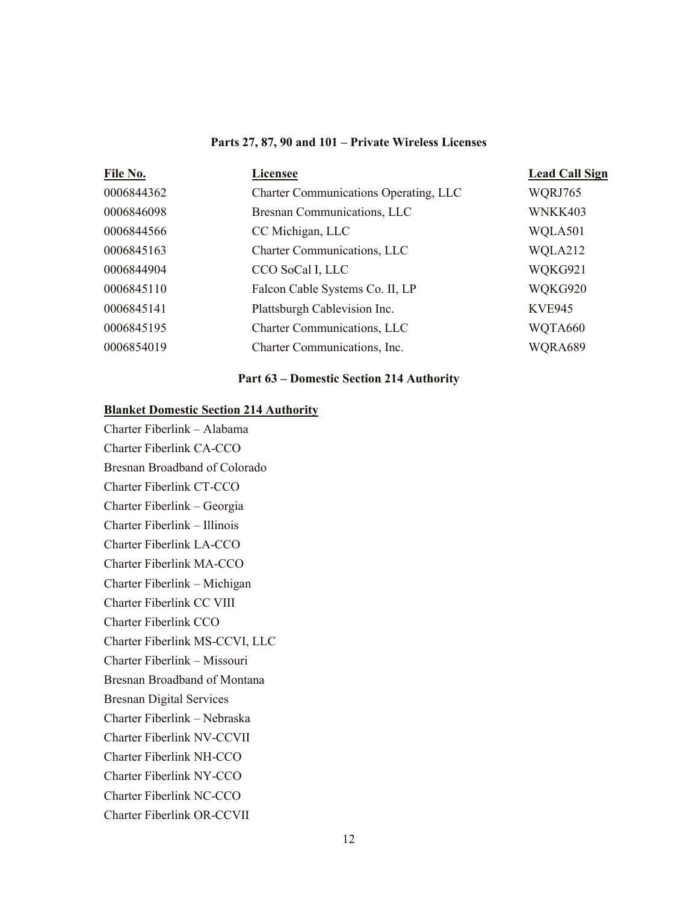### Parts 27, 87, 90 and 101 – Private Wireless Licenses

| File No. | Licensee | Lead Call Sign |
|---|---|---|
| 0006844362 | Charter Communications Operating, LLC | WQRJ765 |
| 0006846098 | Bresnan Communications, LLC | WNKK403 |
| 0006844566 | CC Michigan, LLC | WQLA501 |
| 0006845163 | Charter Communications, LLC | WQLA212 |
| 0006844904 | CCO SoCal I, LLC | WQKG921 |
| 0006845110 | Falcon Cable Systems Co. II, LP | WQKG920 |
| 0006845141 | Plattsburgh Cablevision Inc. | KVE945 |
| 0006845195 | Charter Communications, LLC | WQTA660 |
| 0006854019 | Charter Communications, Inc. | WQRA689 |

### Part 63 – Domestic Section 214 Authority

**Blanket Domestic Section 214 Authority**

Charter Fiberlink – Alabama
Charter Fiberlink CA-CCO
Bresnan Broadband of Colorado
Charter Fiberlink CT-CCO
Charter Fiberlink – Georgia
Charter Fiberlink – Illinois
Charter Fiberlink LA-CCO
Charter Fiberlink MA-CCO
Charter Fiberlink – Michigan
Charter Fiberlink CC VIII
Charter Fiberlink CCO
Charter Fiberlink MS-CCVI, LLC
Charter Fiberlink – Missouri
Bresnan Broadband of Montana
Bresnan Digital Services
Charter Fiberlink – Nebraska
Charter Fiberlink NV-CCVII
Charter Fiberlink NH-CCO
Charter Fiberlink NY-CCO
Charter Fiberlink NC-CCO
Charter Fiberlink OR-CCVII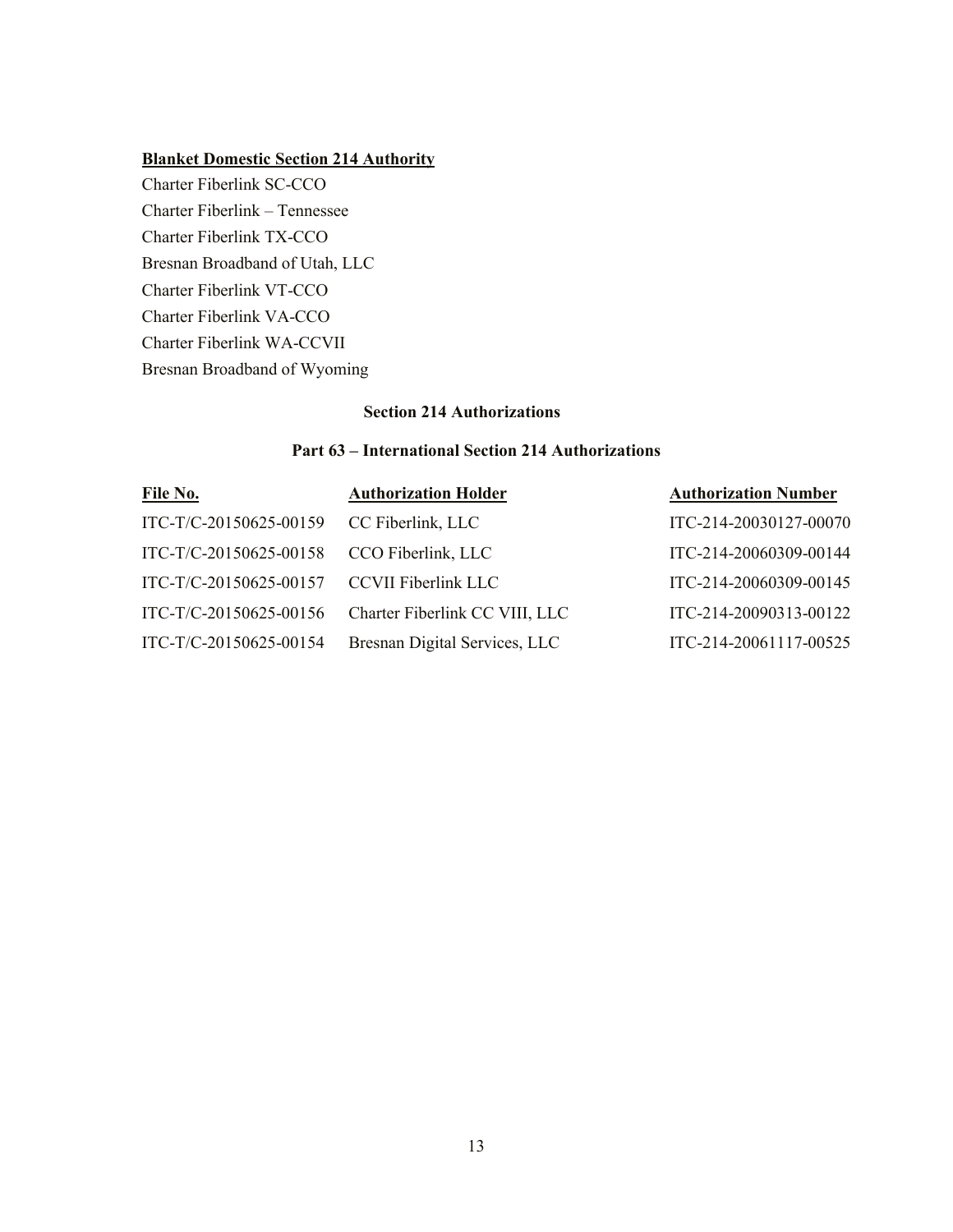**Blanket Domestic Section 214 Authority**

Charter Fiberlink SC-CCO

Charter Fiberlink – Tennessee

Charter Fiberlink TX-CCO

Bresnan Broadband of Utah, LLC

Charter Fiberlink VT-CCO

Charter Fiberlink VA-CCO

Charter Fiberlink WA-CCVII

Bresnan Broadband of Wyoming

**Section 214 Authorizations**

**Part 63 – International Section 214 Authorizations**

| File No. | Authorization Holder | Authorization Number |
|---|---|---|
| ITC-T/C-20150625-00159 | CC Fiberlink, LLC | ITC-214-20030127-00070 |
| ITC-T/C-20150625-00158 | CCO Fiberlink, LLC | ITC-214-20060309-00144 |
| ITC-T/C-20150625-00157 | CCVII Fiberlink LLC | ITC-214-20060309-00145 |
| ITC-T/C-20150625-00156 | Charter Fiberlink CC VIII, LLC | ITC-214-20090313-00122 |
| ITC-T/C-20150625-00154 | Bresnan Digital Services, LLC | ITC-214-20061117-00525 |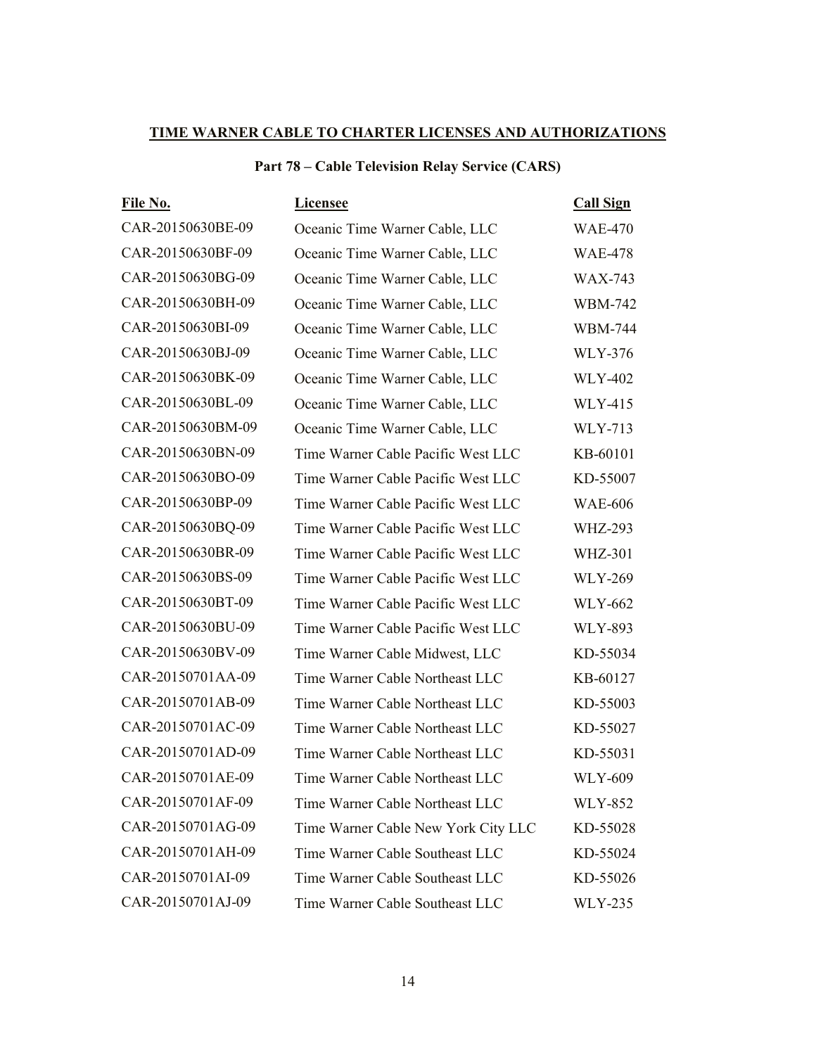## TIME WARNER CABLE TO CHARTER LICENSES AND AUTHORIZATIONS

### Part 78 – Cable Television Relay Service (CARS)

| File No. | Licensee | Call Sign |
|---|---|---|
| CAR-20150630BE-09 | Oceanic Time Warner Cable, LLC | WAE-470 |
| CAR-20150630BF-09 | Oceanic Time Warner Cable, LLC | WAE-478 |
| CAR-20150630BG-09 | Oceanic Time Warner Cable, LLC | WAX-743 |
| CAR-20150630BH-09 | Oceanic Time Warner Cable, LLC | WBM-742 |
| CAR-20150630BI-09 | Oceanic Time Warner Cable, LLC | WBM-744 |
| CAR-20150630BJ-09 | Oceanic Time Warner Cable, LLC | WLY-376 |
| CAR-20150630BK-09 | Oceanic Time Warner Cable, LLC | WLY-402 |
| CAR-20150630BL-09 | Oceanic Time Warner Cable, LLC | WLY-415 |
| CAR-20150630BM-09 | Oceanic Time Warner Cable, LLC | WLY-713 |
| CAR-20150630BN-09 | Time Warner Cable Pacific West LLC | KB-60101 |
| CAR-20150630BO-09 | Time Warner Cable Pacific West LLC | KD-55007 |
| CAR-20150630BP-09 | Time Warner Cable Pacific West LLC | WAE-606 |
| CAR-20150630BQ-09 | Time Warner Cable Pacific West LLC | WHZ-293 |
| CAR-20150630BR-09 | Time Warner Cable Pacific West LLC | WHZ-301 |
| CAR-20150630BS-09 | Time Warner Cable Pacific West LLC | WLY-269 |
| CAR-20150630BT-09 | Time Warner Cable Pacific West LLC | WLY-662 |
| CAR-20150630BU-09 | Time Warner Cable Pacific West LLC | WLY-893 |
| CAR-20150630BV-09 | Time Warner Cable Midwest, LLC | KD-55034 |
| CAR-20150701AA-09 | Time Warner Cable Northeast LLC | KB-60127 |
| CAR-20150701AB-09 | Time Warner Cable Northeast LLC | KD-55003 |
| CAR-20150701AC-09 | Time Warner Cable Northeast LLC | KD-55027 |
| CAR-20150701AD-09 | Time Warner Cable Northeast LLC | KD-55031 |
| CAR-20150701AE-09 | Time Warner Cable Northeast LLC | WLY-609 |
| CAR-20150701AF-09 | Time Warner Cable Northeast LLC | WLY-852 |
| CAR-20150701AG-09 | Time Warner Cable New York City LLC | KD-55028 |
| CAR-20150701AH-09 | Time Warner Cable Southeast LLC | KD-55024 |
| CAR-20150701AI-09 | Time Warner Cable Southeast LLC | KD-55026 |
| CAR-20150701AJ-09 | Time Warner Cable Southeast LLC | WLY-235 |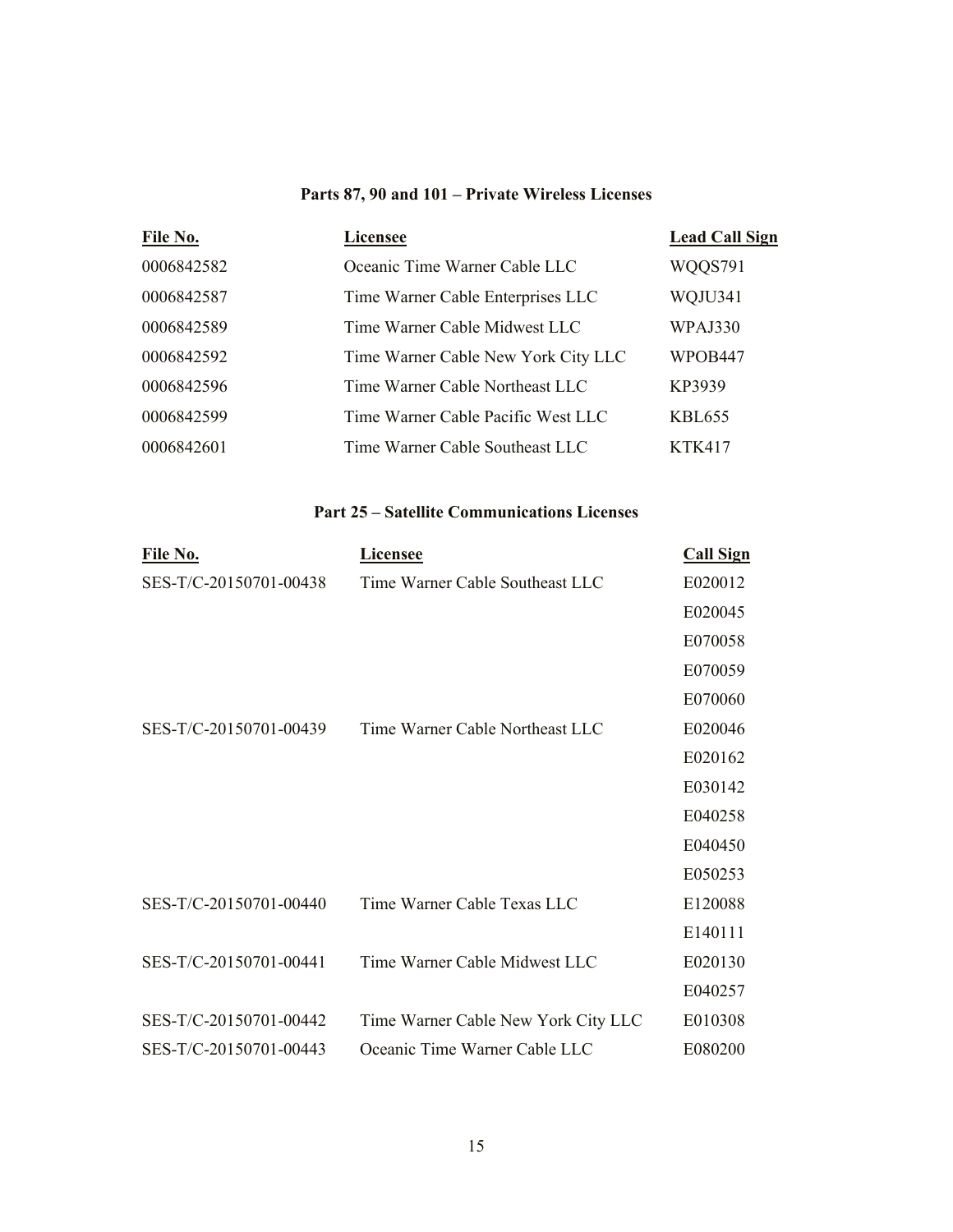### Parts 87, 90 and 101 – Private Wireless Licenses

| File No. | Licensee | Lead Call Sign |
| --- | --- | --- |
| 0006842582 | Oceanic Time Warner Cable LLC | WQQS791 |
| 0006842587 | Time Warner Cable Enterprises LLC | WQJU341 |
| 0006842589 | Time Warner Cable Midwest LLC | WPAJ330 |
| 0006842592 | Time Warner Cable New York City LLC | WPOB447 |
| 0006842596 | Time Warner Cable Northeast LLC | KP3939 |
| 0006842599 | Time Warner Cable Pacific West LLC | KBL655 |
| 0006842601 | Time Warner Cable Southeast LLC | KTK417 |

### Part 25 – Satellite Communications Licenses

| File No. | Licensee | Call Sign |
| --- | --- | --- |
| SES-T/C-20150701-00438 | Time Warner Cable Southeast LLC | E020012 |
| | | E020045 |
| | | E070058 |
| | | E070059 |
| | | E070060 |
| SES-T/C-20150701-00439 | Time Warner Cable Northeast LLC | E020046 |
| | | E020162 |
| | | E030142 |
| | | E040258 |
| | | E040450 |
| | | E050253 |
| SES-T/C-20150701-00440 | Time Warner Cable Texas LLC | E120088 |
| | | E140111 |
| SES-T/C-20150701-00441 | Time Warner Cable Midwest LLC | E020130 |
| | | E040257 |
| SES-T/C-20150701-00442 | Time Warner Cable New York City LLC | E010308 |
| SES-T/C-20150701-00443 | Oceanic Time Warner Cable LLC | E080200 |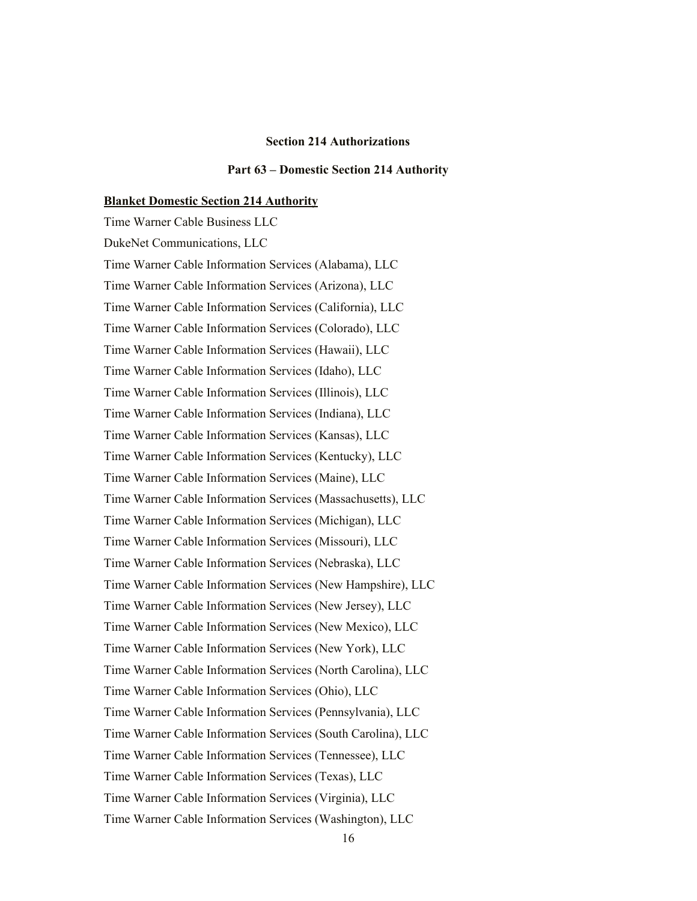## Section 214 Authorizations

### Part 63 – Domestic Section 214 Authority

**Blanket Domestic Section 214 Authority**

Time Warner Cable Business LLC

DukeNet Communications, LLC

Time Warner Cable Information Services (Alabama), LLC

Time Warner Cable Information Services (Arizona), LLC

Time Warner Cable Information Services (California), LLC

Time Warner Cable Information Services (Colorado), LLC

Time Warner Cable Information Services (Hawaii), LLC

Time Warner Cable Information Services (Idaho), LLC

Time Warner Cable Information Services (Illinois), LLC

Time Warner Cable Information Services (Indiana), LLC

Time Warner Cable Information Services (Kansas), LLC

Time Warner Cable Information Services (Kentucky), LLC

Time Warner Cable Information Services (Maine), LLC

Time Warner Cable Information Services (Massachusetts), LLC

Time Warner Cable Information Services (Michigan), LLC

Time Warner Cable Information Services (Missouri), LLC

Time Warner Cable Information Services (Nebraska), LLC

Time Warner Cable Information Services (New Hampshire), LLC

Time Warner Cable Information Services (New Jersey), LLC

Time Warner Cable Information Services (New Mexico), LLC

Time Warner Cable Information Services (New York), LLC

Time Warner Cable Information Services (North Carolina), LLC

Time Warner Cable Information Services (Ohio), LLC

Time Warner Cable Information Services (Pennsylvania), LLC

Time Warner Cable Information Services (South Carolina), LLC

Time Warner Cable Information Services (Tennessee), LLC

Time Warner Cable Information Services (Texas), LLC

Time Warner Cable Information Services (Virginia), LLC

Time Warner Cable Information Services (Washington), LLC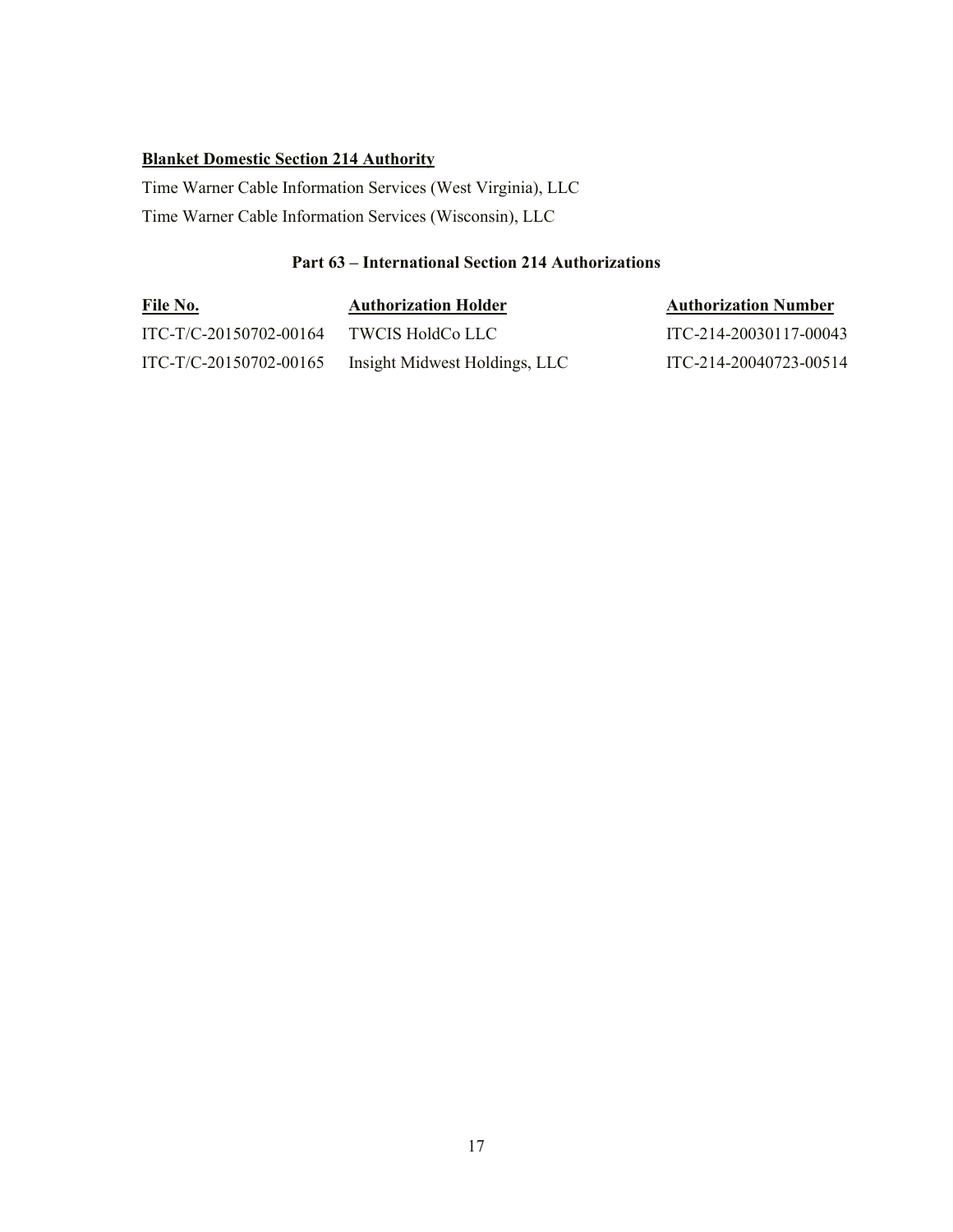**Blanket Domestic Section 214 Authority**

Time Warner Cable Information Services (West Virginia), LLC

Time Warner Cable Information Services (Wisconsin), LLC

**Part 63 – International Section 214 Authorizations**

| File No. | Authorization Holder | Authorization Number |
|---|---|---|
| ITC-T/C-20150702-00164 | TWCIS HoldCo LLC | ITC-214-20030117-00043 |
| ITC-T/C-20150702-00165 | Insight Midwest Holdings, LLC | ITC-214-20040723-00514 |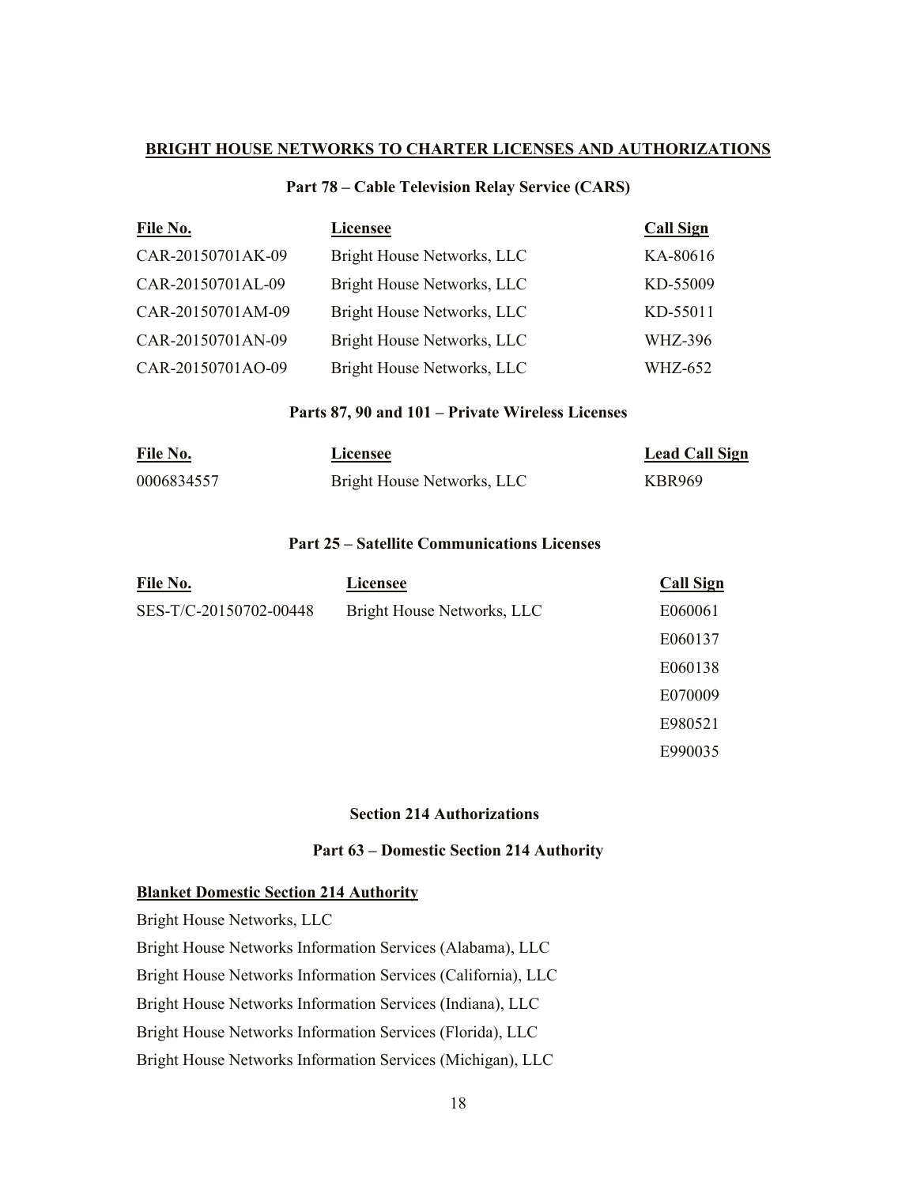## BRIGHT HOUSE NETWORKS TO CHARTER LICENSES AND AUTHORIZATIONS

### Part 78 – Cable Television Relay Service (CARS)

| File No. | Licensee | Call Sign |
|---|---|---|
| CAR-20150701AK-09 | Bright House Networks, LLC | KA-80616 |
| CAR-20150701AL-09 | Bright House Networks, LLC | KD-55009 |
| CAR-20150701AM-09 | Bright House Networks, LLC | KD-55011 |
| CAR-20150701AN-09 | Bright House Networks, LLC | WHZ-396 |
| CAR-20150701AO-09 | Bright House Networks, LLC | WHZ-652 |

### Parts 87, 90 and 101 – Private Wireless Licenses

| File No. | Licensee | Lead Call Sign |
|---|---|---|
| 0006834557 | Bright House Networks, LLC | KBR969 |

### Part 25 – Satellite Communications Licenses

| File No. | Licensee | Call Sign |
|---|---|---|
| SES-T/C-20150702-00448 | Bright House Networks, LLC | E060061 |
| | | E060137 |
| | | E060138 |
| | | E070009 |
| | | E980521 |
| | | E990035 |

### Section 214 Authorizations

### Part 63 – Domestic Section 214 Authority

**Blanket Domestic Section 214 Authority**

Bright House Networks, LLC

Bright House Networks Information Services (Alabama), LLC

Bright House Networks Information Services (California), LLC

Bright House Networks Information Services (Indiana), LLC

Bright House Networks Information Services (Florida), LLC

Bright House Networks Information Services (Michigan), LLC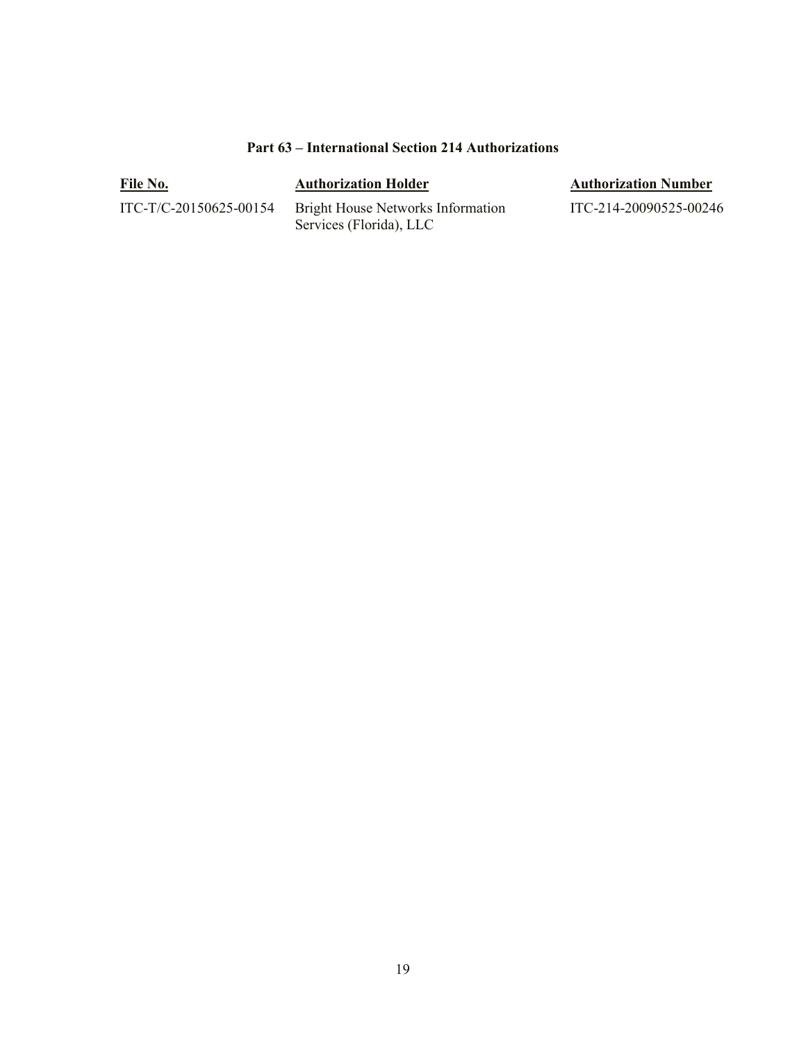### Part 63 – International Section 214 Authorizations

| File No. | Authorization Holder | Authorization Number |
|---|---|---|
| ITC-T/C-20150625-00154 | Bright House Networks Information Services (Florida), LLC | ITC-214-20090525-00246 |